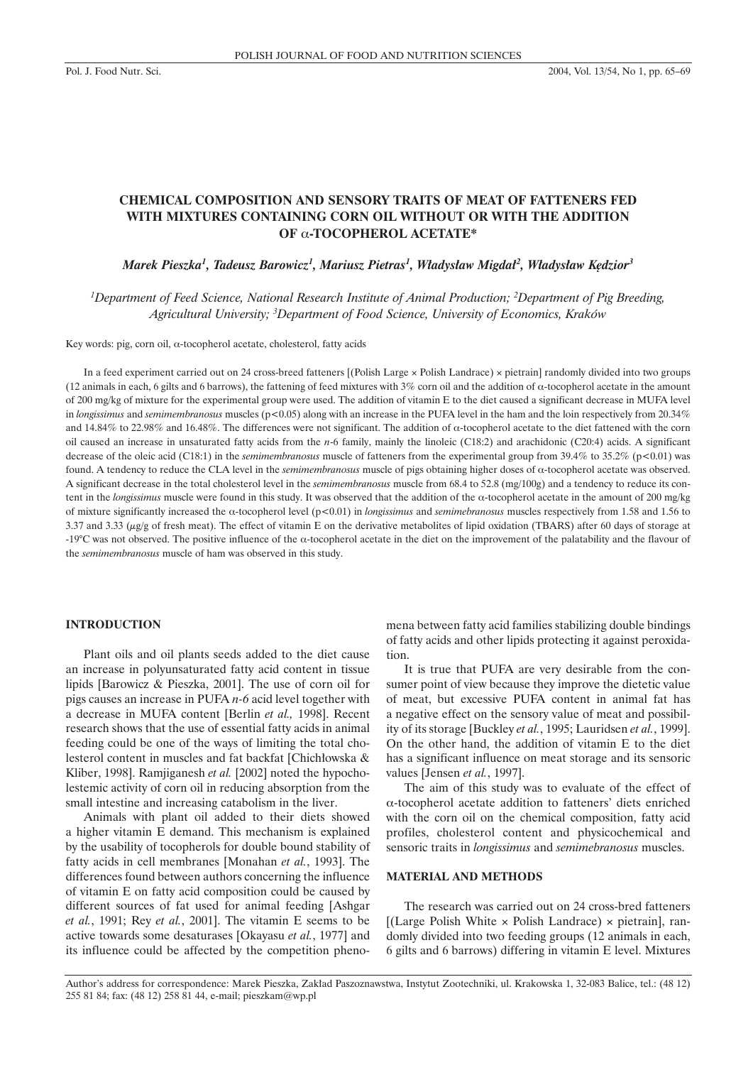# CHEMICAL COMPOSITION AND SENSORY TRAITS OF MEAT OF FATTENERS FED WITH MIXTURES CONTAINING CORN OIL WITHOUT OR WITH THE ADDITION OF α-TOCOPHEROL ACETATE*

***Marek Pieszka[1], Tadeusz Barowicz[1], Mariusz Pietras[1], Władysław Migdał[2], Władysław Kędzior[3]***

*[1]Department of Feed Science, National Research Institute of Animal Production; [2]Department of Pig Breeding, Agricultural University; [3]Department of Food Science, University of Economics, Kraków*

Key words: pig, corn oil, α-tocopherol acetate, cholesterol, fatty acids

In a feed experiment carried out on 24 cross-breed fatteners [(Polish Large × Polish Landrace) × pietrain] randomly divided into two groups (12 animals in each, 6 gilts and 6 barrows), the fattening of feed mixtures with 3% corn oil and the addition of α-tocopherol acetate in the amount of 200 mg/kg of mixture for the experimental group were used. The addition of vitamin E to the diet caused a significant decrease in MUFA level in *longissimus* and *semimembranosus* muscles ($p<0.05$) along with an increase in the PUFA level in the ham and the loin respectively from 20.34% and 14.84% to 22.98% and 16.48%. The differences were not significant. The addition of α-tocopherol acetate to the diet fattened with the corn oil caused an increase in unsaturated fatty acids from the *n*-6 family, mainly the linoleic (C18:2) and arachidonic (C20:4) acids. A significant decrease of the oleic acid (C18:1) in the *semimembranosus* muscle of fatteners from the experimental group from 39.4% to 35.2% ($p<0.01$) was found. A tendency to reduce the CLA level in the *semimembranosus* muscle of pigs obtaining higher doses of α-tocopherol acetate was observed. A significant decrease in the total cholesterol level in the *semimembranosus* muscle from 68.4 to 52.8 (mg/100g) and a tendency to reduce its content in the *longissimus* muscle were found in this study. It was observed that the addition of the α-tocopherol acetate in the amount of 200 mg/kg of mixture significantly increased the α-tocopherol level ($p<0.01$) in *longissimus* and *semimebranosus* muscles respectively from 1.58 and 1.56 to 3.37 and 3.33 (μg/g of fresh meat). The effect of vitamin E on the derivative metabolites of lipid oxidation (TBARS) after 60 days of storage at -19°C was not observed. The positive influence of the α-tocopherol acetate in the diet on the improvement of the palatability and the flavour of the *semimembranosus* muscle of ham was observed in this study.

## INTRODUCTION

Plant oils and oil plants seeds added to the diet cause an increase in polyunsaturated fatty acid content in tissue lipids [Barowicz & Pieszka, 2001]. The use of corn oil for pigs causes an increase in PUFA *n-6* acid level together with a decrease in MUFA content [Berlin *et al.,* 1998]. Recent research shows that the use of essential fatty acids in animal feeding could be one of the ways of limiting the total cholesterol content in muscles and fat backfat [Chichłowska & Kliber, 1998]. Ramjiganesh *et al.* [2002] noted the hypocholestemic activity of corn oil in reducing absorption from the small intestine and increasing catabolism in the liver.

Animals with plant oil added to their diets showed a higher vitamin E demand. This mechanism is explained by the usability of tocopherols for double bound stability of fatty acids in cell membranes [Monahan *et al.*, 1993]. The differences found between authors concerning the influence of vitamin E on fatty acid composition could be caused by different sources of fat used for animal feeding [Ashgar *et al.*, 1991; Rey *et al.*, 2001]. The vitamin E seems to be active towards some desaturases [Okayasu *et al.*, 1977] and its influence could be affected by the competition phenomena between fatty acid families stabilizing double bindings of fatty acids and other lipids protecting it against peroxidation.

It is true that PUFA are very desirable from the consumer point of view because they improve the dietetic value of meat, but excessive PUFA content in animal fat has a negative effect on the sensory value of meat and possibility of its storage [Buckley *et al.*, 1995; Lauridsen *et al.*, 1999]. On the other hand, the addition of vitamin E to the diet has a significant influence on meat storage and its sensoric values [Jensen *et al.*, 1997].

The aim of this study was to evaluate of the effect of α-tocopherol acetate addition to fatteners' diets enriched with the corn oil on the chemical composition, fatty acid profiles, cholesterol content and physicochemical and sensoric traits in *longissimus* and *semimebranosus* muscles.

## MATERIAL AND METHODS

The research was carried out on 24 cross-bred fatteners [(Large Polish White × Polish Landrace) × pietrain], randomly divided into two feeding groups (12 animals in each, 6 gilts and 6 barrows) differing in vitamin E level. Mixtures

Author's address for correspondence: Marek Pieszka, Zakład Paszoznawstwa, Instytut Zootechniki, ul. Krakowska 1, 32-083 Balice, tel.: (48 12) 255 81 84; fax: (48 12) 258 81 44, e-mail: pieszkam@wp.pl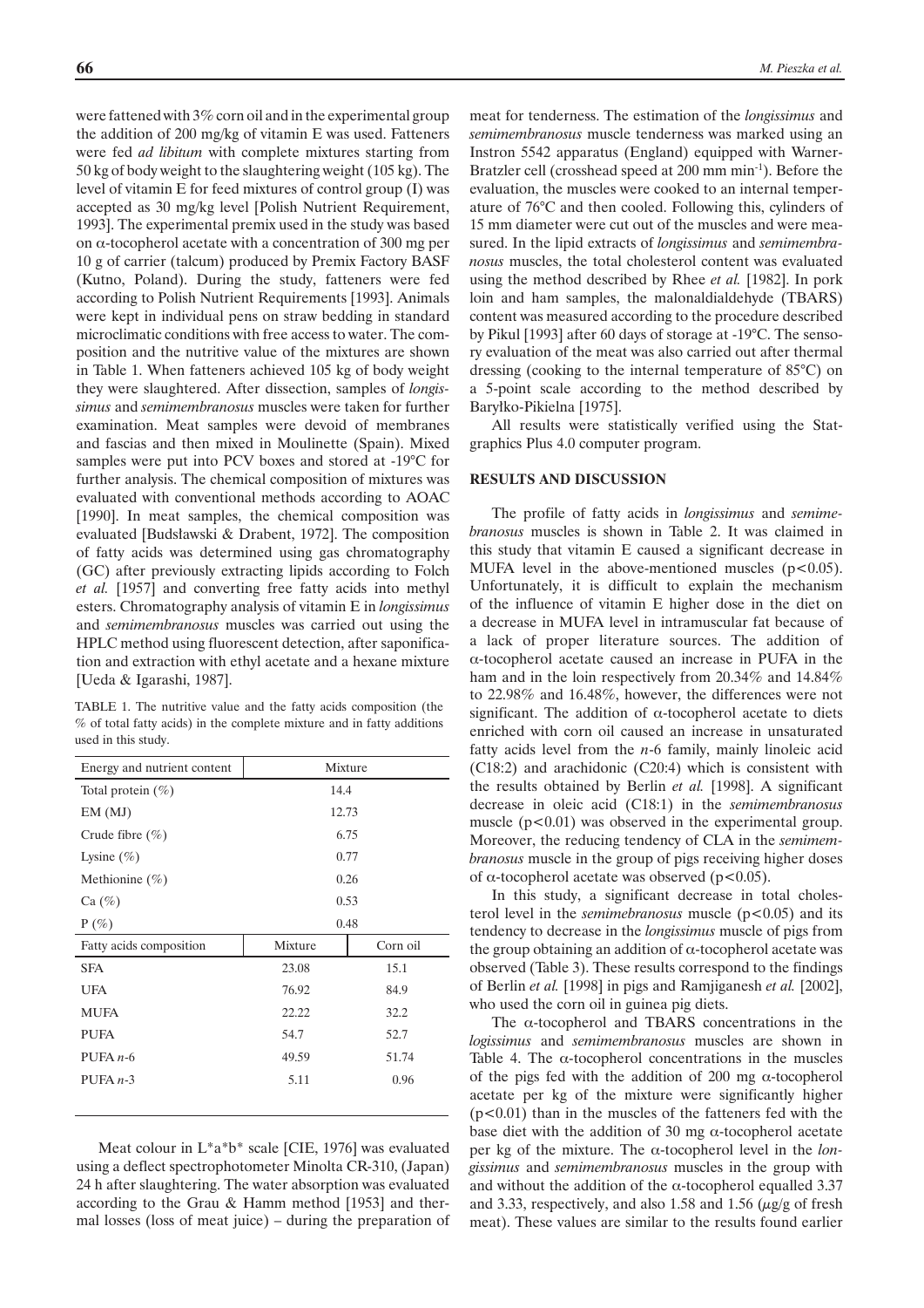were fattened with 3% corn oil and in the experimental group the addition of 200 mg/kg of vitamin E was used. Fatteners were fed *ad libitum* with complete mixtures starting from 50 kg of body weight to the slaughtering weight (105 kg). The level of vitamin E for feed mixtures of control group (I) was accepted as 30 mg/kg level [Polish Nutrient Requirement, 1993]. The experimental premix used in the study was based on α-tocopherol acetate with a concentration of 300 mg per 10 g of carrier (talcum) produced by Premix Factory BASF (Kutno, Poland). During the study, fatteners were fed according to Polish Nutrient Requirements [1993]. Animals were kept in individual pens on straw bedding in standard microclimatic conditions with free access to water. The composition and the nutritive value of the mixtures are shown in Table 1. When fatteners achieved 105 kg of body weight they were slaughtered. After dissection, samples of *longissimus* and *semimembranosus* muscles were taken for further examination. Meat samples were devoid of membranes and fascias and then mixed in Moulinette (Spain). Mixed samples were put into PCV boxes and stored at -19°C for further analysis. The chemical composition of mixtures was evaluated with conventional methods according to AOAC [1990]. In meat samples, the chemical composition was evaluated [Budsławski & Drabent, 1972]. The composition of fatty acids was determined using gas chromatography (GC) after previously extracting lipids according to Folch *et al.* [1957] and converting free fatty acids into methyl esters. Chromatography analysis of vitamin E in *longissimus* and *semimembranosus* muscles was carried out using the HPLC method using fluorescent detection, after saponification and extraction with ethyl acetate and a hexane mixture [Ueda & Igarashi, 1987].

TABLE 1. The nutritive value and the fatty acids composition (the % of total fatty acids) in the complete mixture and in fatty additions used in this study.

| Energy and nutrient content | Mixture | |
|---|---|---|
| Total protein (%) | 14.4 | |
| EM (MJ) | 12.73 | |
| Crude fibre (%) | 6.75 | |
| Lysine (%) | 0.77 | |
| Methionine (%) | 0.26 | |
| Ca (%) | 0.53 | |
| P (%) | 0.48 | |
| Fatty acids composition | Mixture | Corn oil |
| SFA | 23.08 | 15.1 |
| UFA | 76.92 | 84.9 |
| MUFA | 22.22 | 32.2 |
| PUFA | 54.7 | 52.7 |
| PUFA *n*-6 | 49.59 | 51.74 |
| PUFA *n*-3 | 5.11 | 0.96 |

Meat colour in L\*a\*b\* scale [CIE, 1976] was evaluated using a deflect spectrophotometer Minolta CR-310, (Japan) 24 h after slaughtering. The water absorption was evaluated according to the Grau & Hamm method [1953] and thermal losses (loss of meat juice) – during the preparation of meat for tenderness. The estimation of the *longissimus* and *semimembranosus* muscle tenderness was marked using an Instron 5542 apparatus (England) equipped with Warner-Bratzler cell (crosshead speed at 200 mm $min^{-1}$). Before the evaluation, the muscles were cooked to an internal temperature of 76°C and then cooled. Following this, cylinders of 15 mm diameter were cut out of the muscles and were measured. In the lipid extracts of *longissimus* and *semimembranosus* muscles, the total cholesterol content was evaluated using the method described by Rhee *et al.* [1982]. In pork loin and ham samples, the malonaldialdehyde (TBARS) content was measured according to the procedure described by Pikul [1993] after 60 days of storage at -19°C. The sensory evaluation of the meat was also carried out after thermal dressing (cooking to the internal temperature of 85°C) on a 5-point scale according to the method described by Baryłko-Pikielna [1975].

All results were statistically verified using the Statgraphics Plus 4.0 computer program.

## RESULTS AND DISCUSSION

The profile of fatty acids in *longissimus* and *semimebranosus* muscles is shown in Table 2. It was claimed in this study that vitamin E caused a significant decrease in MUFA level in the above-mentioned muscles ($p<0.05$). Unfortunately, it is difficult to explain the mechanism of the influence of vitamin E higher dose in the diet on a decrease in MUFA level in intramuscular fat because of a lack of proper literature sources. The addition of α-tocopherol acetate caused an increase in PUFA in the ham and in the loin respectively from 20.34% and 14.84% to 22.98% and 16.48%, however, the differences were not significant. The addition of α-tocopherol acetate to diets enriched with corn oil caused an increase in unsaturated fatty acids level from the *n*-6 family, mainly linoleic acid (C18:2) and arachidonic (C20:4) which is consistent with the results obtained by Berlin *et al.* [1998]. A significant decrease in oleic acid (C18:1) in the *semimembranosus* muscle ($p<0.01$) was observed in the experimental group. Moreover, the reducing tendency of CLA in the *semimembranosus* muscle in the group of pigs receiving higher doses of α-tocopherol acetate was observed ($p<0.05$).

In this study, a significant decrease in total cholesterol level in the *semimebranosus* muscle ($p<0.05$) and its tendency to decrease in the *longissimus* muscle of pigs from the group obtaining an addition of α-tocopherol acetate was observed (Table 3). These results correspond to the findings of Berlin *et al.* [1998] in pigs and Ramjiganesh *et al.* [2002], who used the corn oil in guinea pig diets.

The α-tocopherol and TBARS concentrations in the *logissimus* and *semimembranosus* muscles are shown in Table 4. The α-tocopherol concentrations in the muscles of the pigs fed with the addition of 200 mg α-tocopherol acetate per kg of the mixture were significantly higher ($p<0.01$) than in the muscles of the fatteners fed with the base diet with the addition of 30 mg α-tocopherol acetate per kg of the mixture. The α-tocopherol level in the *longissimus* and *semimembranosus* muscles in the group with and without the addition of the α-tocopherol equalled 3.37 and 3.33, respectively, and also 1.58 and 1.56 (μg/g of fresh meat). These values are similar to the results found earlier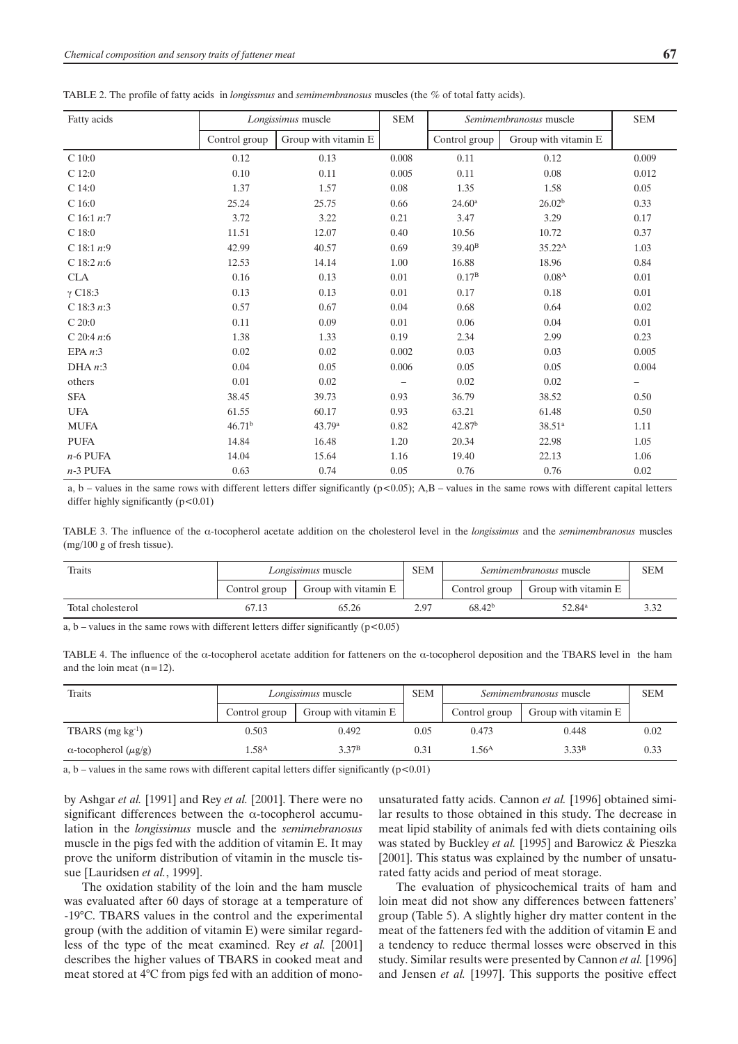TABLE 2. The profile of fatty acids in *longissmus* and *semimembranosus* muscles (the % of total fatty acids).

| Fatty acids | *Longissimus* muscle | | SEM | *Semimembranosus* muscle | | SEM |
|---|---|---|---|---|---|---|
| | Control group | Group with vitamin E | | Control group | Group with vitamin E | |
| C 10:0 | 0.12 | 0.13 | 0.008 | 0.11 | 0.12 | 0.009 |
| C 12:0 | 0.10 | 0.11 | 0.005 | 0.11 | 0.08 | 0.012 |
| C 14:0 | 1.37 | 1.57 | 0.08 | 1.35 | 1.58 | 0.05 |
| C 16:0 | 25.24 | 25.75 | 0.66 | 24.60[a] | 26.02[b] | 0.33 |
| C 16:1 *n*:7 | 3.72 | 3.22 | 0.21 | 3.47 | 3.29 | 0.17 |
| C 18:0 | 11.51 | 12.07 | 0.40 | 10.56 | 10.72 | 0.37 |
| C 18:1 *n*:9 | 42.99 | 40.57 | 0.69 | 39.40[B] | 35.22[A] | 1.03 |
| C 18:2 *n*:6 | 12.53 | 14.14 | 1.00 | 16.88 | 18.96 | 0.84 |
| CLA | 0.16 | 0.13 | 0.01 | 0.17[B] | 0.08[A] | 0.01 |
| γ C18:3 | 0.13 | 0.13 | 0.01 | 0.17 | 0.18 | 0.01 |
| C 18:3 *n*:3 | 0.57 | 0.67 | 0.04 | 0.68 | 0.64 | 0.02 |
| C 20:0 | 0.11 | 0.09 | 0.01 | 0.06 | 0.04 | 0.01 |
| C 20:4 *n*:6 | 1.38 | 1.33 | 0.19 | 2.34 | 2.99 | 0.23 |
| EPA *n*:3 | 0.02 | 0.02 | 0.002 | 0.03 | 0.03 | 0.005 |
| DHA *n*:3 | 0.04 | 0.05 | 0.006 | 0.05 | 0.05 | 0.004 |
| others | 0.01 | 0.02 | – | 0.02 | 0.02 | – |
| SFA | 38.45 | 39.73 | 0.93 | 36.79 | 38.52 | 0.50 |
| UFA | 61.55 | 60.17 | 0.93 | 63.21 | 61.48 | 0.50 |
| MUFA | 46.71[b] | 43.79[a] | 0.82 | 42.87[b] | 38.51[a] | 1.11 |
| PUFA | 14.84 | 16.48 | 1.20 | 20.34 | 22.98 | 1.05 |
| *n*-6 PUFA | 14.04 | 15.64 | 1.16 | 19.40 | 22.13 | 1.06 |
| *n*-3 PUFA | 0.63 | 0.74 | 0.05 | 0.76 | 0.76 | 0.02 |

a, b – values in the same rows with different letters differ significantly ($p<0.05$); A,B – values in the same rows with different capital letters differ highly significantly ($p<0.01$)

TABLE 3. The influence of the α-tocopherol acetate addition on the cholesterol level in the *longissimus* and the *semimembranosus* muscles (mg/100 g of fresh tissue).

| Traits | *Longissimus* muscle | | SEM | *Semimembranosus* muscle | | SEM |
|---|---|---|---|---|---|---|
| | Control group | Group with vitamin E | | Control group | Group with vitamin E | |
| Total cholesterol | 67.13 | 65.26 | 2.97 | 68.42[b] | 52.84[a] | 3.32 |

a, b – values in the same rows with different letters differ significantly ($p<0.05$)

TABLE 4. The influence of the α-tocopherol acetate addition for fatteners on the α-tocopherol deposition and the TBARS level in the ham and the loin meat (n=12).

| Traits | *Longissimus* muscle | | SEM | *Semimembranosus* muscle | | SEM |
|---|---|---|---|---|---|---|
| | Control group | Group with vitamin E | | Control group | Group with vitamin E | |
| TBARS (mg kg$^{-1}$) | 0.503 | 0.492 | 0.05 | 0.473 | 0.448 | 0.02 |
| α-tocopherol (μg/g) | 1.58[A] | 3.37[B] | 0.31 | 1.56[A] | 3.33[B] | 0.33 |

a, b – values in the same rows with different capital letters differ significantly ($p<0.01$)

by Ashgar *et al.* [1991] and Rey *et al.* [2001]. There were no significant differences between the α-tocopherol accumulation in the *longissimus* muscle and the *semimebranosus* muscle in the pigs fed with the addition of vitamin E. It may prove the uniform distribution of vitamin in the muscle tissue [Lauridsen *et al.*, 1999].

The oxidation stability of the loin and the ham muscle was evaluated after 60 days of storage at a temperature of -19°C. TBARS values in the control and the experimental group (with the addition of vitamin E) were similar regardless of the type of the meat examined. Rey *et al.* [2001] describes the higher values of TBARS in cooked meat and meat stored at 4°C from pigs fed with an addition of monounsaturated fatty acids. Cannon *et al.* [1996] obtained similar results to those obtained in this study. The decrease in meat lipid stability of animals fed with diets containing oils was stated by Buckley *et al.* [1995] and Barowicz & Pieszka [2001]. This status was explained by the number of unsaturated fatty acids and period of meat storage.

The evaluation of physicochemical traits of ham and loin meat did not show any differences between fatteners' group (Table 5). A slightly higher dry matter content in the meat of the fatteners fed with the addition of vitamin E and a tendency to reduce thermal losses were observed in this study. Similar results were presented by Cannon *et al.* [1996] and Jensen *et al.* [1997]. This supports the positive effect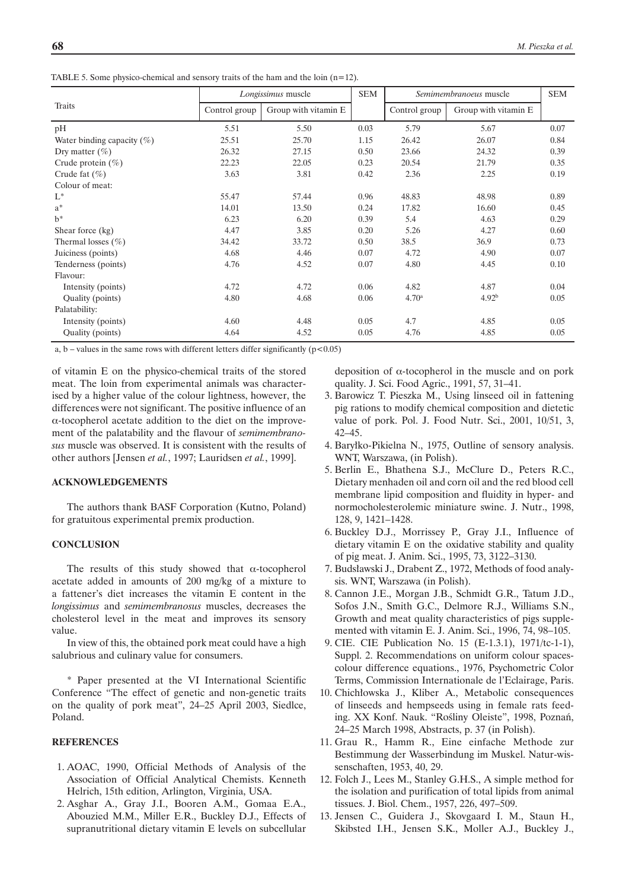TABLE 5. Some physico-chemical and sensory traits of the ham and the loin (n=12).

| Traits | *Longissimus* muscle | | SEM | *Semimembranoeus* muscle | | SEM |
|---|---|---|---|---|---|---|
| | Control group | Group with vitamin E | | Control group | Group with vitamin E | |
| pH | 5.51 | 5.50 | 0.03 | 5.79 | 5.67 | 0.07 |
| Water binding capacity (%) | 25.51 | 25.70 | 1.15 | 26.42 | 26.07 | 0.84 |
| Dry matter (%) | 26.32 | 27.15 | 0.50 | 23.66 | 24.32 | 0.39 |
| Crude protein (%) | 22.23 | 22.05 | 0.23 | 20.54 | 21.79 | 0.35 |
| Crude fat (%) | 3.63 | 3.81 | 0.42 | 2.36 | 2.25 | 0.19 |
| Colour of meat: | | | | | | |
| L* | 55.47 | 57.44 | 0.96 | 48.83 | 48.98 | 0.89 |
| a* | 14.01 | 13.50 | 0.24 | 17.82 | 16.60 | 0.45 |
| b* | 6.23 | 6.20 | 0.39 | 5.4 | 4.63 | 0.29 |
| Shear force (kg) | 4.47 | 3.85 | 0.20 | 5.26 | 4.27 | 0.60 |
| Thermal losses (%) | 34.42 | 33.72 | 0.50 | 38.5 | 36.9 | 0.73 |
| Juiciness (points) | 4.68 | 4.46 | 0.07 | 4.72 | 4.90 | 0.07 |
| Tenderness (points) | 4.76 | 4.52 | 0.07 | 4.80 | 4.45 | 0.10 |
| Flavour: | | | | | | |
| Intensity (points) | 4.72 | 4.72 | 0.06 | 4.82 | 4.87 | 0.04 |
| Quality (points) | 4.80 | 4.68 | 0.06 | 4.70[a] | 4.92[b] | 0.05 |
| Palatability: | | | | | | |
| Intensity (points) | 4.60 | 4.48 | 0.05 | 4.7 | 4.85 | 0.05 |
| Quality (points) | 4.64 | 4.52 | 0.05 | 4.76 | 4.85 | 0.05 |

a, b – values in the same rows with different letters differ significantly ($p<0.05$)

of vitamin E on the physico-chemical traits of the stored meat. The loin from experimental animals was characterised by a higher value of the colour lightness, however, the differences were not significant. The positive influence of an α-tocopherol acetate addition to the diet on the improvement of the palatability and the flavour of *semimembranosus* muscle was observed. It is consistent with the results of other authors [Jensen *et al.*, 1997; Lauridsen *et al.*, 1999].

## ACKNOWLEDGEMENTS

The authors thank BASF Corporation (Kutno, Poland) for gratuitous experimental premix production.

## CONCLUSION

The results of this study showed that α-tocopherol acetate added in amounts of 200 mg/kg of a mixture to a fattener's diet increases the vitamin E content in the *longissimus* and *semimembranosus* muscles, decreases the cholesterol level in the meat and improves its sensory value.

In view of this, the obtained pork meat could have a high salubrious and culinary value for consumers.

\* Paper presented at the VI International Scientific Conference "The effect of genetic and non-genetic traits on the quality of pork meat", 24–25 April 2003, Siedlce, Poland.

## REFERENCES

1. AOAC, 1990, Official Methods of Analysis of the Association of Official Analytical Chemists. Kenneth Helrich, 15th edition, Arlington, Virginia, USA.
2. Asghar A., Gray J.I., Booren A.M., Gomaa E.A., Abouzied M.M., Miller E.R., Buckley D.J., Effects of supranutritional dietary vitamin E levels on subcellular deposition of α-tocopherol in the muscle and on pork quality. J. Sci. Food Agric., 1991, 57, 31–41.
3. Barowicz T. Pieszka M., Using linseed oil in fattening pig rations to modify chemical composition and dietetic value of pork. Pol. J. Food Nutr. Sci., 2001, 10/51, 3, 42–45.
4. Baryłko-Pikielna N., 1975, Outline of sensory analysis. WNT, Warszawa, (in Polish).
5. Berlin E., Bhathena S.J., McClure D., Peters R.C., Dietary menhaden oil and corn oil and the red blood cell membrane lipid composition and fluidity in hyper- and normocholesterolemic miniature swine. J. Nutr., 1998, 128, 9, 1421–1428.
6. Buckley D.J., Morrissey P., Gray J.I., Influence of dietary vitamin E on the oxidative stability and quality of pig meat. J. Anim. Sci., 1995, 73, 3122–3130.
7. Budsławski J., Drabent Z., 1972, Methods of food analysis. WNT, Warszawa (in Polish).
8. Cannon J.E., Morgan J.B., Schmidt G.R., Tatum J.D., Sofos J.N., Smith G.C., Delmore R.J., Williams S.N., Growth and meat quality characteristics of pigs supplemented with vitamin E. J. Anim. Sci., 1996, 74, 98–105.
9. CIE. CIE Publication No. 15 (E-1.3.1), 1971/tc-1-1), Suppl. 2. Recommendations on uniform colour spaces-colour difference equations., 1976, Psychometric Color Terms, Commission Internationale de l'Eclairage, Paris.
10. Chichłowska J., Kliber A., Metabolic consequences of linseeds and hempseeds using in female rats feeding. XX Konf. Nauk. "Rośliny Oleiste", 1998, Poznań, 24–25 March 1998, Abstracts, p. 37 (in Polish).
11. Grau R., Hamm R., Eine einfache Methode zur Bestimmung der Wasserbindung im Muskel. Natur-wissenschaften, 1953, 40, 29.
12. Folch J., Lees M., Stanley G.H.S., A simple method for the isolation and purification of total lipids from animal tissues. J. Biol. Chem., 1957, 226, 497–509.
13. Jensen C., Guidera J., Skovgaard I. M., Staun H., Skibsted I.H., Jensen S.K., Moller A.J., Buckley J.,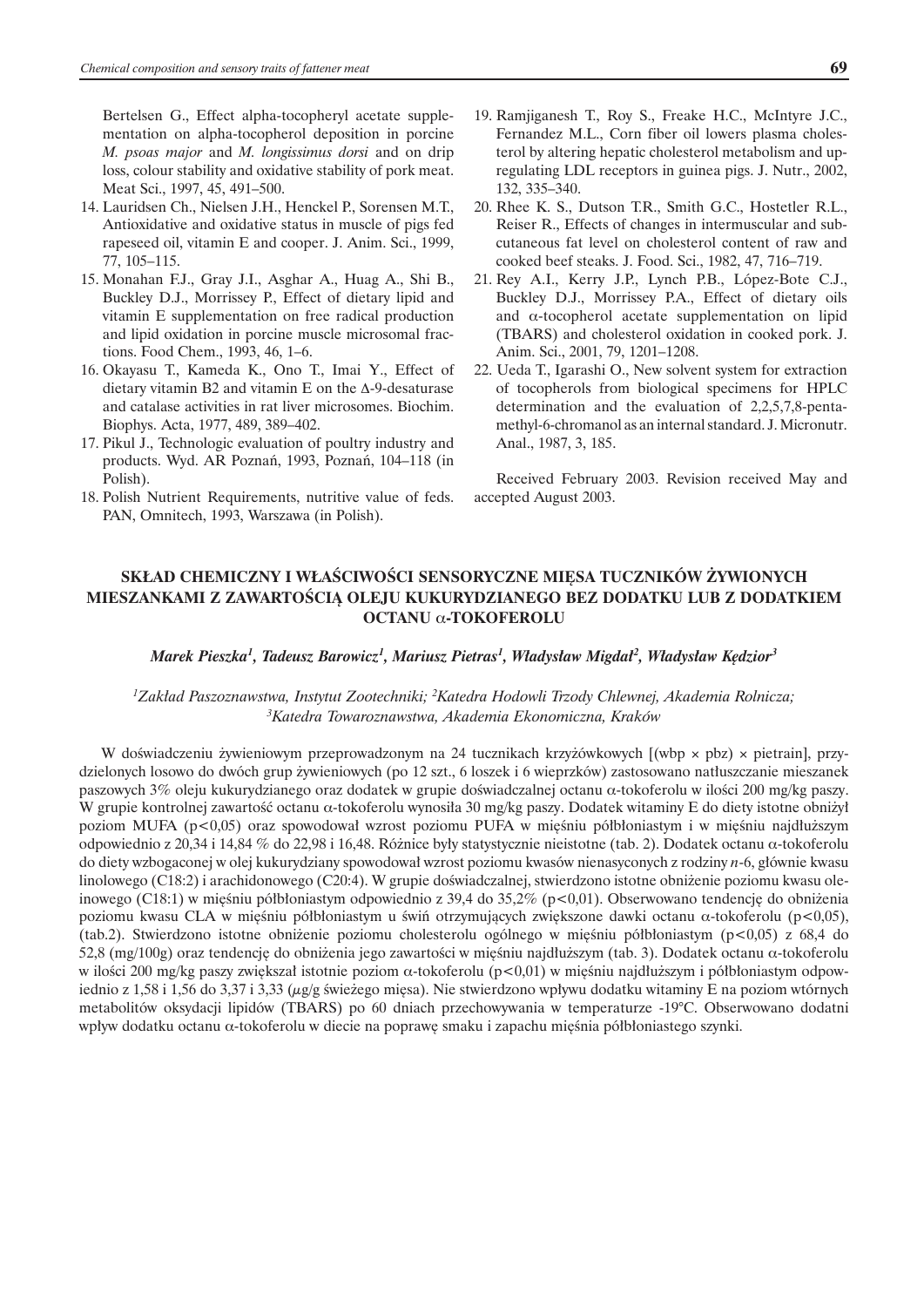Bertelsen G., Effect alpha-tocopheryl acetate supplementation on alpha-tocopherol deposition in porcine *M. psoas major* and *M. longissimus dorsi* and on drip loss, colour stability and oxidative stability of pork meat. Meat Sci., 1997, 45, 491–500.

14. Lauridsen Ch., Nielsen J.H., Henckel P., Sorensen M.T., Antioxidative and oxidative status in muscle of pigs fed rapeseed oil, vitamin E and cooper. J. Anim. Sci., 1999, 77, 105–115.
15. Monahan F.J., Gray J.I., Asghar A., Huag A., Shi B., Buckley D.J., Morrissey P., Effect of dietary lipid and vitamin E supplementation on free radical production and lipid oxidation in porcine muscle microsomal fractions. Food Chem., 1993, 46, 1–6.
16. Okayasu T., Kameda K., Ono T., Imai Y., Effect of dietary vitamin B2 and vitamin E on the Δ-9-desaturase and catalase activities in rat liver microsomes. Biochim. Biophys. Acta, 1977, 489, 389–402.
17. Pikul J., Technologic evaluation of poultry industry and products. Wyd. AR Poznań, 1993, Poznań, 104–118 (in Polish).
18. Polish Nutrient Requirements, nutritive value of feds. PAN, Omnitech, 1993, Warszawa (in Polish).
19. Ramjiganesh T., Roy S., Freake H.C., McIntyre J.C., Fernandez M.L., Corn fiber oil lowers plasma cholesterol by altering hepatic cholesterol metabolism and up-regulating LDL receptors in guinea pigs. J. Nutr., 2002, 132, 335–340.
20. Rhee K. S., Dutson T.R., Smith G.C., Hostetler R.L., Reiser R., Effects of changes in intermuscular and subcutaneous fat level on cholesterol content of raw and cooked beef steaks. J. Food. Sci., 1982, 47, 716–719.
21. Rey A.I., Kerry J.P., Lynch P.B., López-Bote C.J., Buckley D.J., Morrissey P.A., Effect of dietary oils and α-tocopherol acetate supplementation on lipid (TBARS) and cholesterol oxidation in cooked pork. J. Anim. Sci., 2001, 79, 1201–1208.
22. Ueda T., Igarashi O., New solvent system for extraction of tocopherols from biological specimens for HPLC determination and the evaluation of 2,2,5,7,8-pentamethyl-6-chromanol as an internal standard. J. Micronutr. Anal., 1987, 3, 185.

Received February 2003. Revision received May and accepted August 2003.

## SKŁAD CHEMICZNY I WŁAŚCIWOŚCI SENSORYCZNE MIĘSA TUCZNIKÓW ŻYWIONYCH MIESZANKAMI Z ZAWARTOŚCIĄ OLEJU KUKURYDZIANEGO BEZ DODATKU LUB Z DODATKIEM OCTANU α-TOKOFEROLU

***Marek Pieszka[1], Tadeusz Barowicz[1], Mariusz Pietras[1], Władysław Migdał[2], Władysław Kędzior[3]***

*[1]Zakład Paszoznawstwa, Instytut Zootechniki; [2]Katedra Hodowli Trzody Chlewnej, Akademia Rolnicza; [3]Katedra Towaroznawstwa, Akademia Ekonomiczna, Kraków*

W doświadczeniu żywieniowym przeprowadzonym na 24 tucznikach krzyżówkowych [(wbp × pbz) × pietrain], przydzielonych losowo do dwóch grup żywieniowych (po 12 szt., 6 loszek i 6 wieprzków) zastosowano natłuszczanie mieszanek paszowych 3% oleju kukurydzianego oraz dodatek w grupie doświadczalnej octanu α-tokoferolu w ilości 200 mg/kg paszy. W grupie kontrolnej zawartość octanu α-tokoferolu wynosiła 30 mg/kg paszy. Dodatek witaminy E do diety istotne obniżył poziom MUFA ($p<0{,}05$) oraz spowodował wzrost poziomu PUFA w mięśniu półbłoniastym i w mięśniu najdłuższym odpowiednio z 20,34 i 14,84 % do 22,98 i 16,48. Różnice były statystycznie nieistotne (tab. 2). Dodatek octanu α-tokoferolu do diety wzbogaconej w olej kukurydziany spowodował wzrost poziomu kwasów nienasyconych z rodziny *n*-6, głównie kwasu linolowego (C18:2) i arachidonowego (C20:4). W grupie doświadczalnej, stwierdzono istotne obniżenie poziomu kwasu oleinowego (C18:1) w mięśniu półbłoniastym odpowiednio z 39,4 do 35,2% ($p<0{,}01$). Obserwowano tendencję do obniżenia poziomu kwasu CLA w mięśniu półbłoniastym u świń otrzymujących zwiększone dawki octanu α-tokoferolu ($p<0{,}05$), (tab.2). Stwierdzono istotne obniżenie poziomu cholesterolu ogólnego w mięśniu półbłoniastym ($p<0{,}05$) z 68,4 do 52,8 (mg/100g) oraz tendencję do obniżenia jego zawartości w mięśniu najdłuższym (tab. 3). Dodatek octanu α-tokoferolu w ilości 200 mg/kg paszy zwiększał istotnie poziom α-tokoferolu ($p<0{,}01$) w mięśniu najdłuższym i półbłoniastym odpowiednio z 1,58 i 1,56 do 3,37 i 3,33 (μg/g świeżego mięsa). Nie stwierdzono wpływu dodatku witaminy E na poziom wtórnych metabolitów oksydacji lipidów (TBARS) po 60 dniach przechowywania w temperaturze -19°C. Obserwowano dodatni wpływ dodatku octanu α-tokoferolu w diecie na poprawę smaku i zapachu mięśnia półbłoniastego szynki.